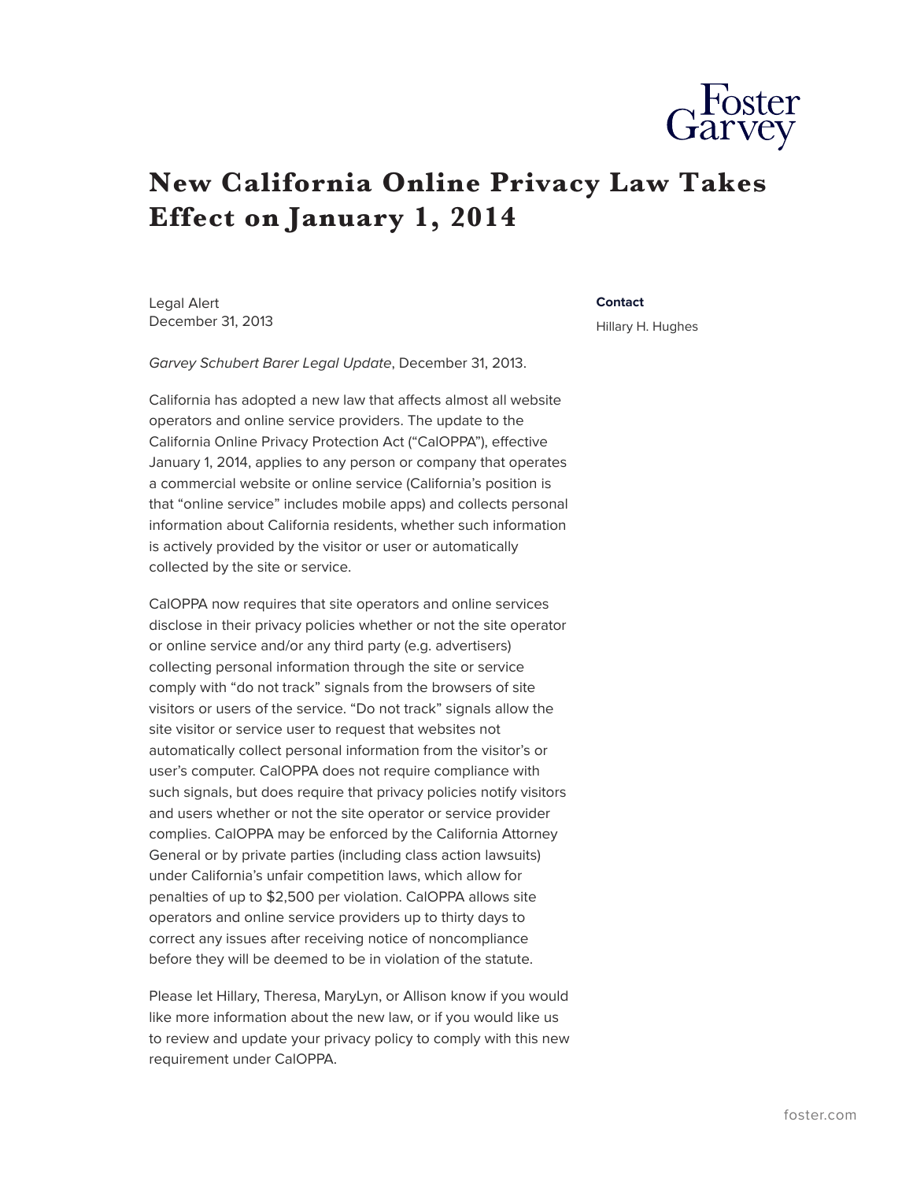# New California Online Privacy Law Takes Effect on January 1, 2014

Legal Alert
December 31, 2013

**Contact**

Hillary H. Hughes

*Garvey Schubert Barer Legal Update*, December 31, 2013.

California has adopted a new law that affects almost all website operators and online service providers. The update to the California Online Privacy Protection Act ("CalOPPA"), effective January 1, 2014, applies to any person or company that operates a commercial website or online service (California's position is that "online service" includes mobile apps) and collects personal information about California residents, whether such information is actively provided by the visitor or user or automatically collected by the site or service.

CalOPPA now requires that site operators and online services disclose in their privacy policies whether or not the site operator or online service and/or any third party (e.g. advertisers) collecting personal information through the site or service comply with "do not track" signals from the browsers of site visitors or users of the service. "Do not track" signals allow the site visitor or service user to request that websites not automatically collect personal information from the visitor's or user's computer. CalOPPA does not require compliance with such signals, but does require that privacy policies notify visitors and users whether or not the site operator or service provider complies. CalOPPA may be enforced by the California Attorney General or by private parties (including class action lawsuits) under California's unfair competition laws, which allow for penalties of up to $2,500 per violation. CalOPPA allows site operators and online service providers up to thirty days to correct any issues after receiving notice of noncompliance before they will be deemed to be in violation of the statute.

Please let Hillary, Theresa, MaryLyn, or Allison know if you would like more information about the new law, or if you would like us to review and update your privacy policy to comply with this new requirement under CalOPPA.